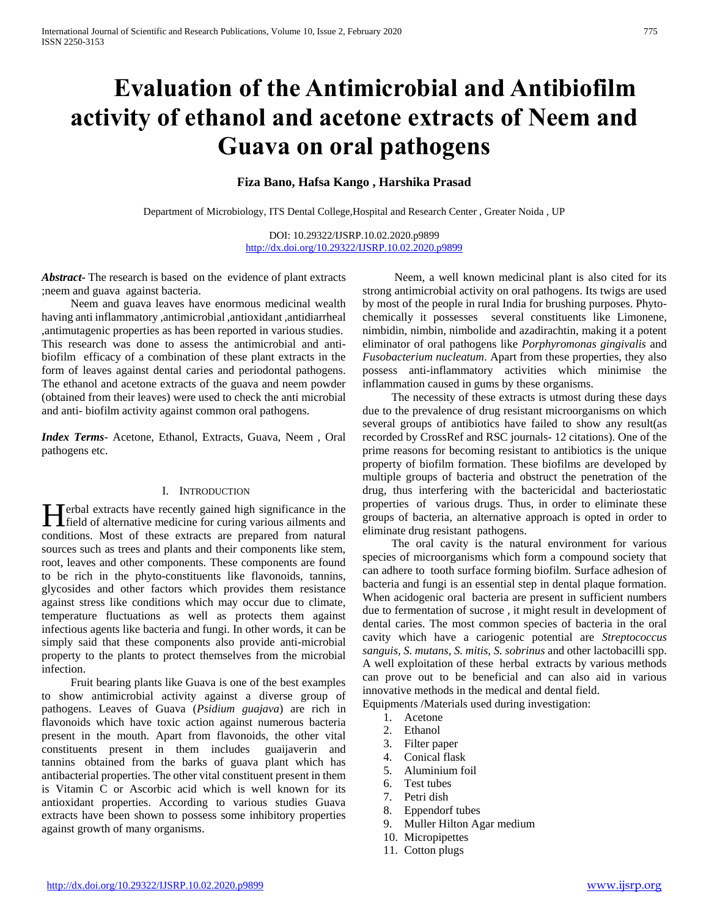# Evaluation of the Antimicrobial and Antibiofilm activity of ethanol and acetone extracts of Neem and Guava on oral pathogens

**Fiza Bano, Hafsa Kango , Harshika Prasad**

Department of Microbiology, ITS Dental College,Hospital and Research Center , Greater Noida , UP

DOI: 10.29322/IJSRP.10.02.2020.p9899
http://dx.doi.org/10.29322/IJSRP.10.02.2020.p9899

***Abstract***- The research is based on the evidence of plant extracts ;neem and guava against bacteria.

Neem and guava leaves have enormous medicinal wealth having anti inflammatory ,antimicrobial ,antioxidant ,antidiarrheal ,antimutagenic properties as has been reported in various studies. This research was done to assess the antimicrobial and anti-biofilm efficacy of a combination of these plant extracts in the form of leaves against dental caries and periodontal pathogens. The ethanol and acetone extracts of the guava and neem powder (obtained from their leaves) were used to check the anti microbial and anti- biofilm activity against common oral pathogens.

***Index Terms***- Acetone, Ethanol, Extracts, Guava, Neem , Oral pathogens etc.

## I. Introduction

Herbal extracts have recently gained high significance in the field of alternative medicine for curing various ailments and conditions. Most of these extracts are prepared from natural sources such as trees and plants and their components like stem, root, leaves and other components. These components are found to be rich in the phyto-constituents like flavonoids, tannins, glycosides and other factors which provides them resistance against stress like conditions which may occur due to climate, temperature fluctuations as well as protects them against infectious agents like bacteria and fungi. In other words, it can be simply said that these components also provide anti-microbial property to the plants to protect themselves from the microbial infection.

Fruit bearing plants like Guava is one of the best examples to show antimicrobial activity against a diverse group of pathogens. Leaves of Guava (*Psidium guajava*) are rich in flavonoids which have toxic action against numerous bacteria present in the mouth. Apart from flavonoids, the other vital constituents present in them includes guaijaverin and tannins obtained from the barks of guava plant which has antibacterial properties. The other vital constituent present in them is Vitamin C or Ascorbic acid which is well known for its antioxidant properties. According to various studies Guava extracts have been shown to possess some inhibitory properties against growth of many organisms.

Neem, a well known medicinal plant is also cited for its strong antimicrobial activity on oral pathogens. Its twigs are used by most of the people in rural India for brushing purposes. Phyto-chemically it possesses several constituents like Limonene, nimbidin, nimbin, nimbolide and azadirachtin, making it a potent eliminator of oral pathogens like *Porphyromonas gingivalis* and *Fusobacterium nucleatum*. Apart from these properties, they also possess anti-inflammatory activities which minimise the inflammation caused in gums by these organisms.

The necessity of these extracts is utmost during these days due to the prevalence of drug resistant microorganisms on which several groups of antibiotics have failed to show any result(as recorded by CrossRef and RSC journals- 12 citations). One of the prime reasons for becoming resistant to antibiotics is the unique property of biofilm formation. These biofilms are developed by multiple groups of bacteria and obstruct the penetration of the drug, thus interfering with the bactericidal and bacteriostatic properties of various drugs. Thus, in order to eliminate these groups of bacteria, an alternative approach is opted in order to eliminate drug resistant pathogens.

The oral cavity is the natural environment for various species of microorganisms which form a compound society that can adhere to tooth surface forming biofilm. Surface adhesion of bacteria and fungi is an essential step in dental plaque formation. When acidogenic oral bacteria are present in sufficient numbers due to fermentation of sucrose , it might result in development of dental caries. The most common species of bacteria in the oral cavity which have a cariogenic potential are *Streptococcus sanguis, S. mutans, S. mitis, S. sobrinus* and other lactobacilli spp. A well exploitation of these herbal extracts by various methods can prove out to be beneficial and can also aid in various innovative methods in the medical and dental field.

Equipments /Materials used during investigation:

1. Acetone
2. Ethanol
3. Filter paper
4. Conical flask
5. Aluminium foil
6. Test tubes
7. Petri dish
8. Eppendorf tubes
9. Muller Hilton Agar medium
10. Micropipettes
11. Cotton plugs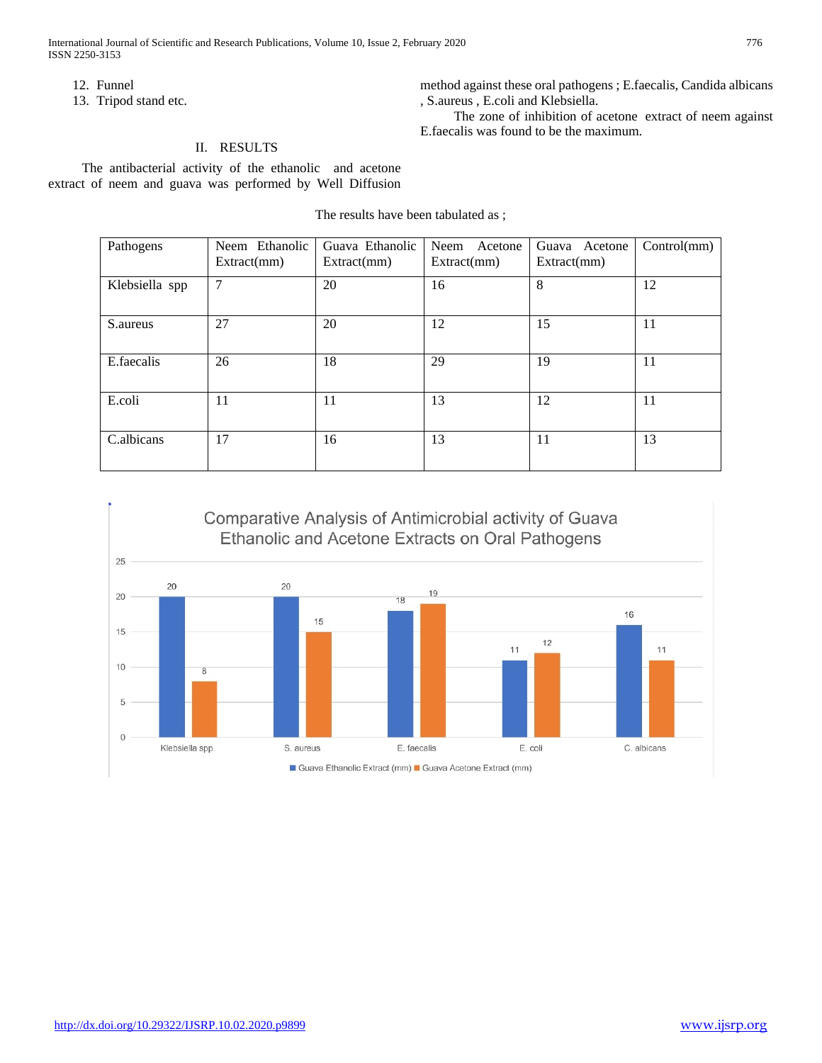12. Funnel
13. Tripod stand etc.

## II. RESULTS

The antibacterial activity of the ethanolic and acetone extract of neem and guava was performed by Well Diffusion method against these oral pathogens ; E.faecalis, Candida albicans , S.aureus , E.coli and Klebsiella.

The zone of inhibition of acetone extract of neem against E.faecalis was found to be the maximum.

The results have been tabulated as ;

| Pathogens | Neem Ethanolic Extract(mm) | Guava Ethanolic Extract(mm) | Neem Acetone Extract(mm) | Guava Acetone Extract(mm) | Control(mm) |
|---|---|---|---|---|---|
| Klebsiella spp | 7 | 20 | 16 | 8 | 12 |
| S.aureus | 27 | 20 | 12 | 15 | 11 |
| E.faecalis | 26 | 18 | 29 | 19 | 11 |
| E.coli | 11 | 11 | 13 | 12 | 11 |
| C.albicans | 17 | 16 | 13 | 11 | 13 |

Comparative Analysis of Antimicrobial activity of Guava Ethanolic and Acetone Extracts on Oral Pathogens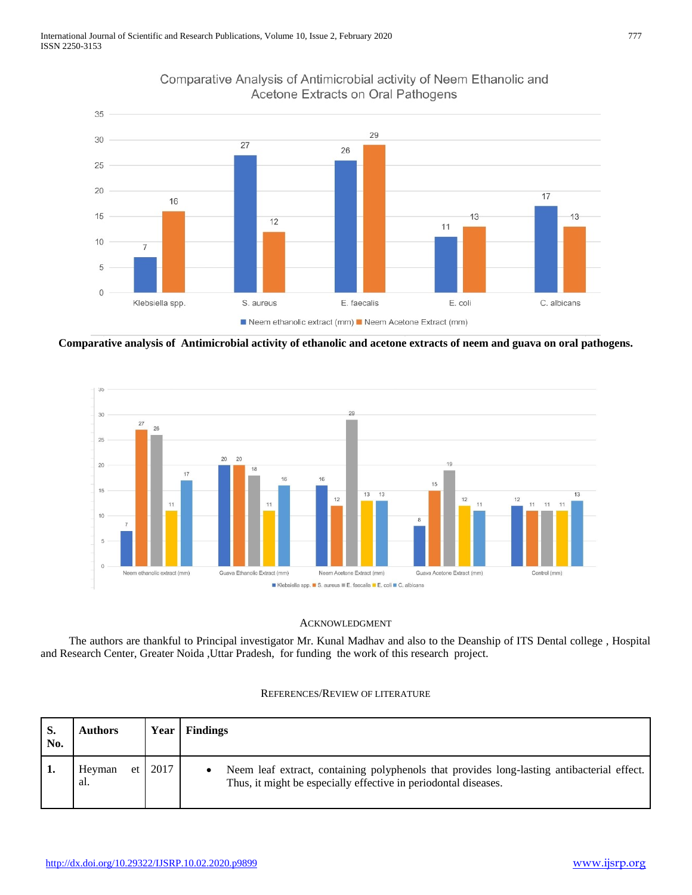Comparative Analysis of Antimicrobial activity of Neem Ethanolic and Acetone Extracts on Oral Pathogens

| | Klebsiella spp. | S. aureus | E. faecalis | E. coli | C. albicans |
|---|---|---|---|---|---|
| Neem ethanolic extract (mm) | 7 | 27 | 26 | 11 | 17 |
| Neem Acetone Extract (mm) | 16 | 12 | 29 | 13 | 13 |

**Comparative analysis of Antimicrobial activity of ethanolic and acetone extracts of neem and guava on oral pathogens.**

| | Klebsiella spp. | S. aureus | E. faecalis | E. coli | C. albicans |
|---|---|---|---|---|---|
| Neem ethanolic extract (mm) | 7 | 27 | 26 | 11 | 17 |
| Guava Ethanolic Extract (mm) | 20 | 20 | 18 | 11 | 16 |
| Neem Acetone Extract (mm) | 16 | 12 | 29 | 13 | 13 |
| Guava Acetone Extract (mm) | 8 | 15 | 19 | 12 | 11 |
| Control (mm) | 12 | 11 | 11 | 11 | 13 |

## ACKNOWLEDGMENT

The authors are thankful to Principal investigator Mr. Kunal Madhav and also to the Deanship of ITS Dental college , Hospital and Research Center, Greater Noida ,Uttar Pradesh, for funding the work of this research project.

## REFERENCES/REVIEW OF LITERATURE

| S. No. | Authors | Year | Findings |
|---|---|---|---|
| 1. | Heyman et al. | 2017 | • Neem leaf extract, containing polyphenols that provides long-lasting antibacterial effect. Thus, it might be especially effective in periodontal diseases. |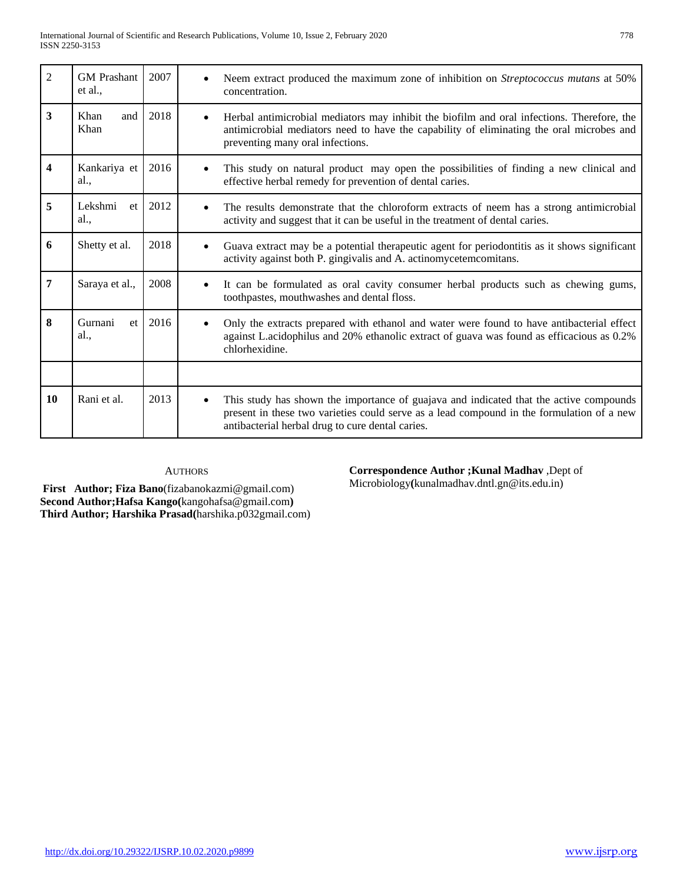| | | | |
|---|---|---|---|
| 2 | GM Prashant et al., | 2007 | • Neem extract produced the maximum zone of inhibition on *Streptococcus mutans* at 50% concentration. |
| **3** | Khan and Khan | 2018 | • Herbal antimicrobial mediators may inhibit the biofilm and oral infections. Therefore, the antimicrobial mediators need to have the capability of eliminating the oral microbes and preventing many oral infections. |
| **4** | Kankariya et al., | 2016 | • This study on natural product may open the possibilities of finding a new clinical and effective herbal remedy for prevention of dental caries. |
| **5** | Lekshmi et al., | 2012 | • The results demonstrate that the chloroform extracts of neem has a strong antimicrobial activity and suggest that it can be useful in the treatment of dental caries. |
| **6** | Shetty et al. | 2018 | • Guava extract may be a potential therapeutic agent for periodontitis as it shows significant activity against both P. gingivalis and A. actinomycetemcomitans. |
| **7** | Saraya et al., | 2008 | • It can be formulated as oral cavity consumer herbal products such as chewing gums, toothpastes, mouthwashes and dental floss. |
| **8** | Gurnani et al., | 2016 | • Only the extracts prepared with ethanol and water were found to have antibacterial effect against L.acidophilus and 20% ethanolic extract of guava was found as efficacious as 0.2% chlorhexidine. |
| | | | |
| **10** | Rani et al. | 2013 | • This study has shown the importance of guajava and indicated that the active compounds present in these two varieties could serve as a lead compound in the formulation of a new antibacterial herbal drug to cure dental caries. |

## AUTHORS

**First Author; Fiza Bano**(fizabanokazmi@gmail.com)
**Second Author;Hafsa Kango(**kangohafsa@gmail.com**)**
**Third Author; Harshika Prasad(**harshika.p032gmail.com)

**Correspondence Author ;Kunal Madhav** ,Dept of Microbiology**(**kunalmadhav.dntl.gn@its.edu.in)